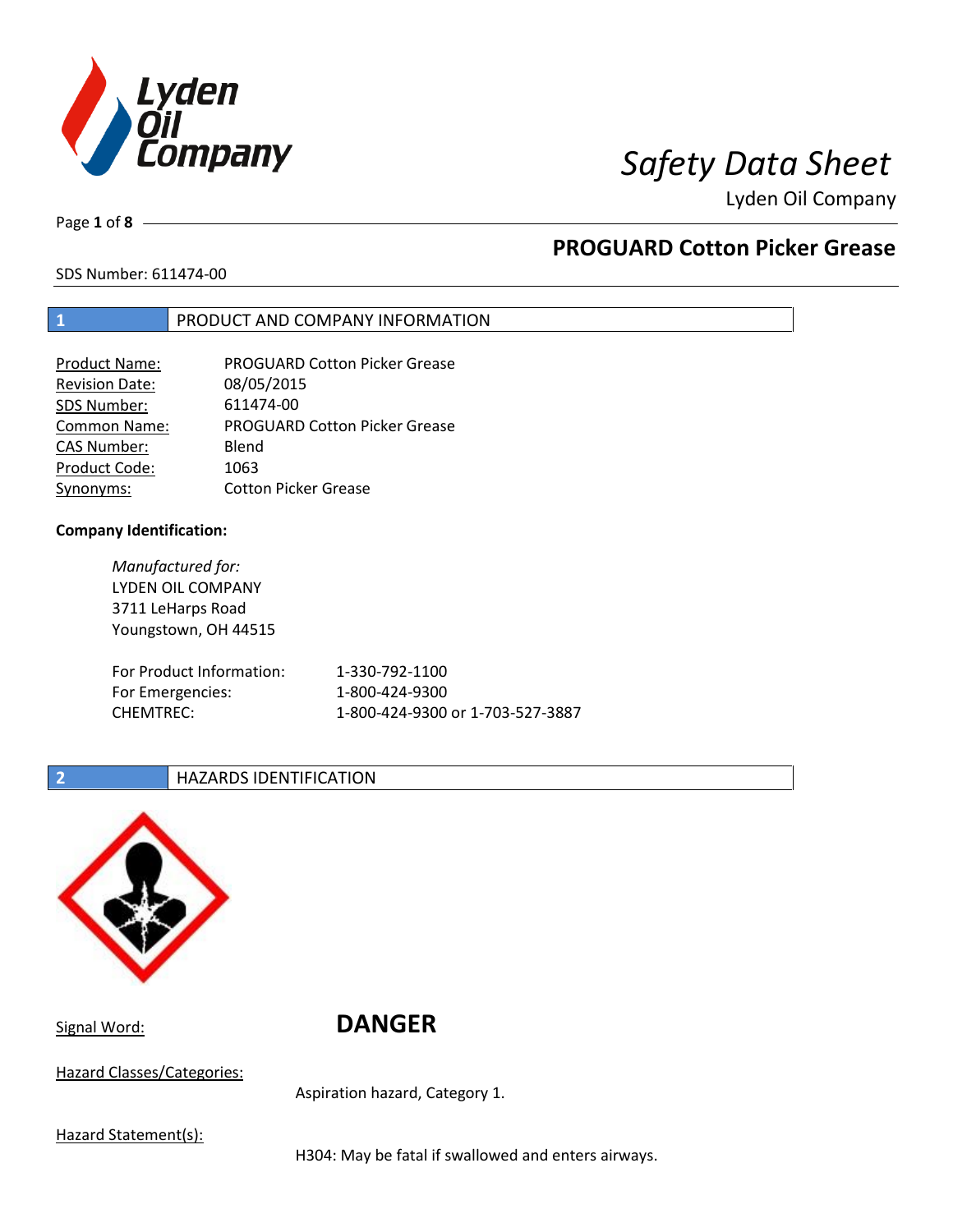# Safety Data Sheet

Lyden Oil Company

## PROGUARD Cotton Picker Grease

SDS Number: 611474-00

## 1 PRODUCT AND COMPANY INFORMATION

| | |
|---|---|
| Product Name: | PROGUARD Cotton Picker Grease |
| Revision Date: | 08/05/2015 |
| SDS Number: | 611474-00 |
| Common Name: | PROGUARD Cotton Picker Grease |
| CAS Number: | Blend |
| Product Code: | 1063 |
| Synonyms: | Cotton Picker Grease |

**Company Identification:**

*Manufactured for:*
LYDEN OIL COMPANY
3711 LeHarps Road
Youngstown, OH 44515

| | |
|---|---|
| For Product Information: | 1-330-792-1100 |
| For Emergencies: | 1-800-424-9300 |
| CHEMTREC: | 1-800-424-9300 or 1-703-527-3887 |

## 2 HAZARDS IDENTIFICATION

Signal Word: **DANGER**

Hazard Classes/Categories:

Aspiration hazard, Category 1.

Hazard Statement(s):

H304: May be fatal if swallowed and enters airways.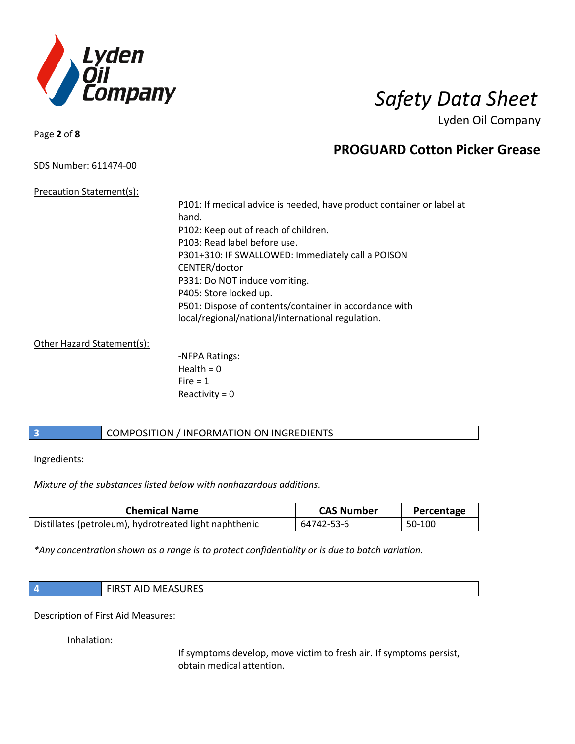Precation Statement(s):

P101: If medical advice is needed, have product container or label at hand.
P102: Keep out of reach of children.
P103: Read label before use.
P301+310: IF SWALLOWED: Immediately call a POISON CENTER/doctor
P331: Do NOT induce vomiting.
P405: Store locked up.
P501: Dispose of contents/container in accordance with local/regional/national/international regulation.

Other Hazard Statement(s):

-NFPA Ratings:
Health = 0
Fire = 1
Reactivity = 0

## 3 COMPOSITION / INFORMATION ON INGREDIENTS

Ingredients:

*Mixture of the substances listed below with nonhazardous additions.*

| Chemical Name | CAS Number | Percentage |
|---|---|---|
| Distillates (petroleum), hydrotreated light naphthenic | 64742-53-6 | 50-100 |

*\*Any concentration shown as a range is to protect confidentiality or is due to batch variation.*

## 4 FIRST AID MEASURES

Description of First Aid Measures:

Inhalation:

If symptoms develop, move victim to fresh air. If symptoms persist, obtain medical attention.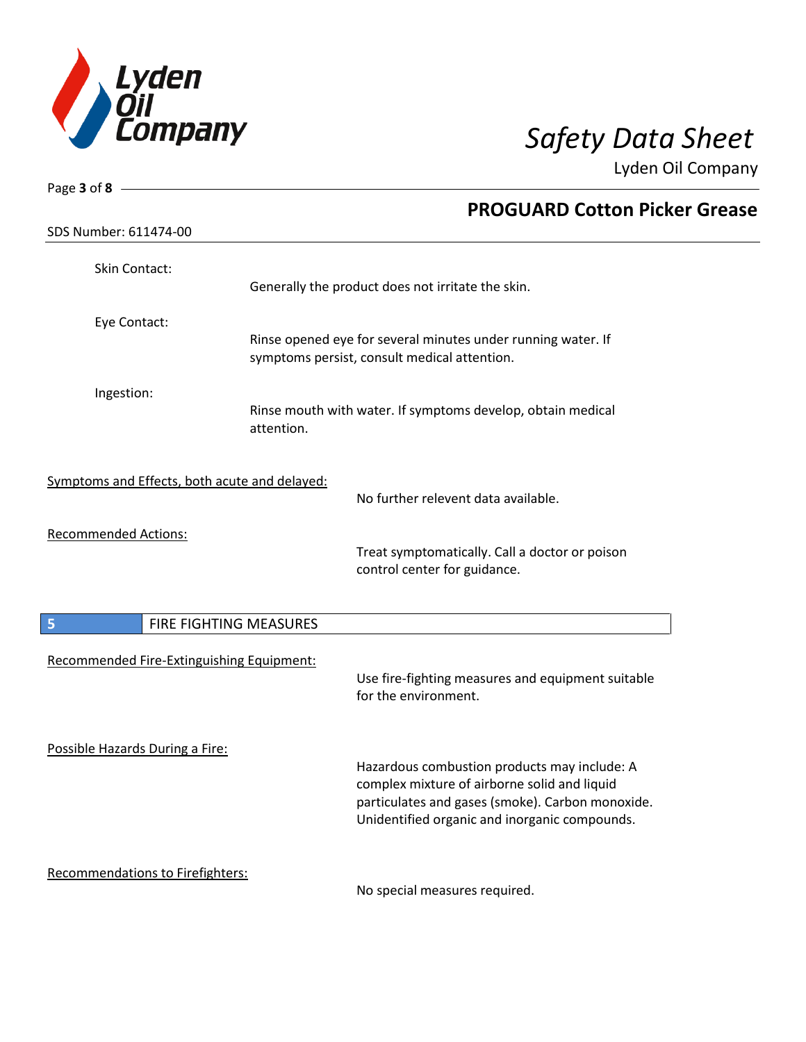Skin Contact:

Generally the product does not irritate the skin.

Eye Contact:

Rinse opened eye for several minutes under running water. If symptoms persist, consult medical attention.

Ingestion:

Rinse mouth with water. If symptoms develop, obtain medical attention.

Symptoms and Effects, both acute and delayed:

No further relevent data available.

Recommended Actions:

Treat symptomatically. Call a doctor or poison control center for guidance.

## 5 FIRE FIGHTING MEASURES

Recommended Fire-Extinguishing Equipment:

Use fire-fighting measures and equipment suitable for the environment.

Possible Hazards During a Fire:

Hazardous combustion products may include: A complex mixture of airborne solid and liquid particulates and gases (smoke). Carbon monoxide. Unidentified organic and inorganic compounds.

Recommendations to Firefighters:

No special measures required.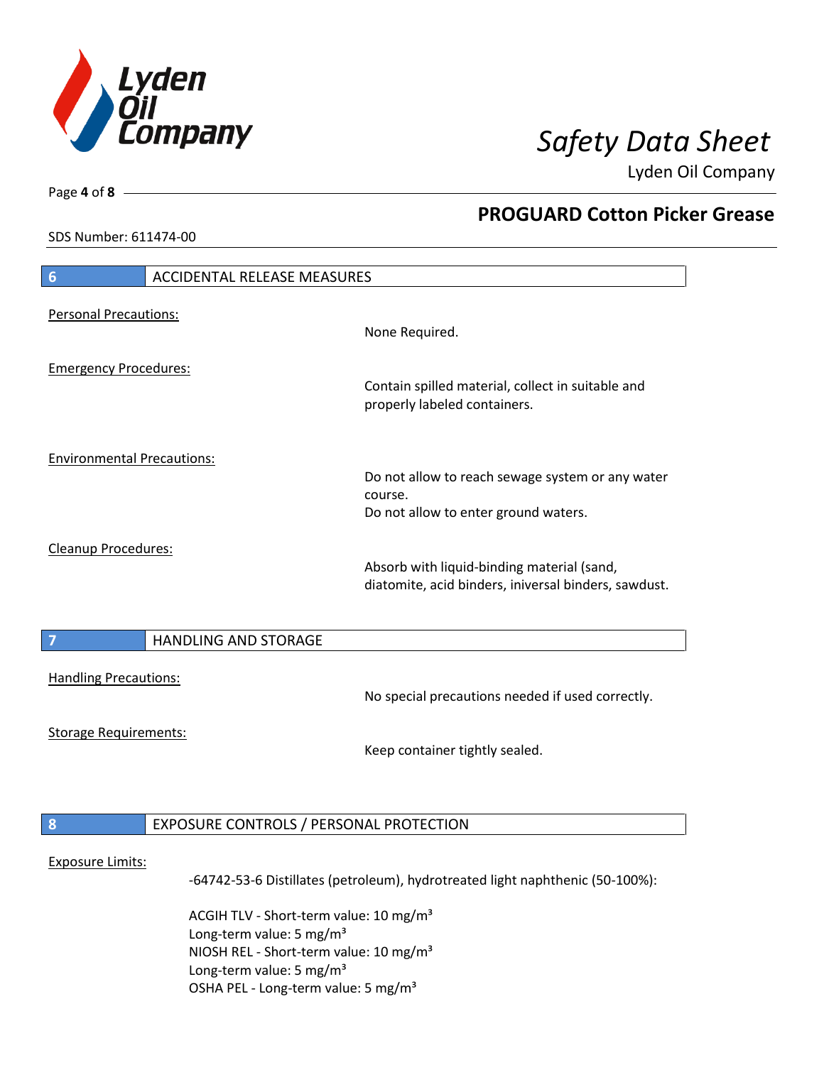## 6 ACCIDENTAL RELEASE MEASURES

Personal Precautions:

None Required.

Emergency Procedures:

Contain spilled material, collect in suitable and properly labeled containers.

Environmental Precautions:

Do not allow to reach sewage system or any water course.
Do not allow to enter ground waters.

Cleanup Procedures:

Absorb with liquid-binding material (sand, diatomite, acid binders, iniversal binders, sawdust.

## 7 HANDLING AND STORAGE

Handling Precautions:

No special precautions needed if used correctly.

Storage Requirements:

Keep container tightly sealed.

## 8 EXPOSURE CONTROLS / PERSONAL PROTECTION

Exposure Limits:

-64742-53-6 Distillates (petroleum), hydrotreated light naphthenic (50-100%):

ACGIH TLV - Short-term value: 10 mg/m³
Long-term value: 5 mg/m³
NIOSH REL - Short-term value: 10 mg/m³
Long-term value: 5 mg/m³
OSHA PEL - Long-term value: 5 mg/m³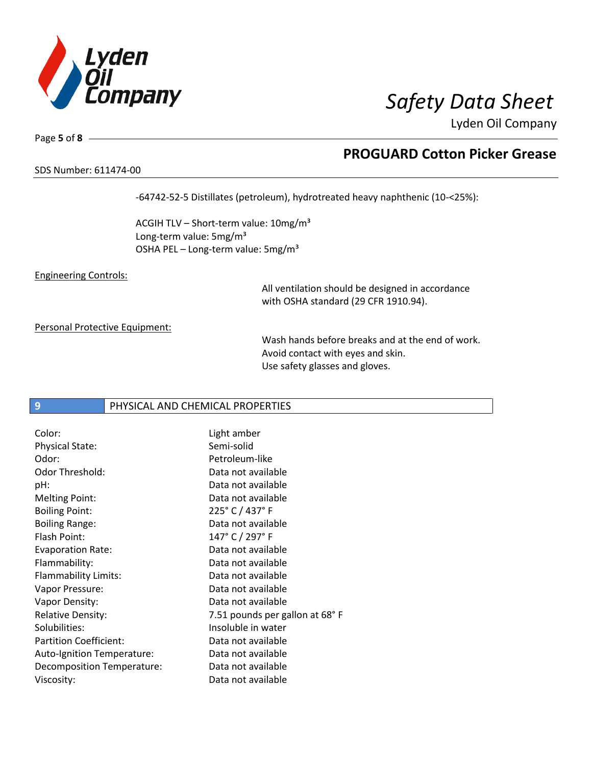-64742-52-5 Distillates (petroleum), hydrotreated heavy naphthenic (10-<25%):

ACGIH TLV – Short-term value: 10mg/m³
Long-term value: 5mg/m³
OSHA PEL – Long-term value: 5mg/m³

Engineering Controls:

All ventilation should be designed in accordance with OSHA standard (29 CFR 1910.94).

Personal Protective Equipment:

Wash hands before breaks and at the end of work.
Avoid contact with eyes and skin.
Use safety glasses and gloves.

## 9 PHYSICAL AND CHEMICAL PROPERTIES

| | |
|---|---|
| Color: | Light amber |
| Physical State: | Semi-solid |
| Odor: | Petroleum-like |
| Odor Threshold: | Data not available |
| pH: | Data not available |
| Melting Point: | Data not available |
| Boiling Point: | 225° C / 437° F |
| Boiling Range: | Data not available |
| Flash Point: | 147° C / 297° F |
| Evaporation Rate: | Data not available |
| Flammability: | Data not available |
| Flammability Limits: | Data not available |
| Vapor Pressure: | Data not available |
| Vapor Density: | Data not available |
| Relative Density: | 7.51 pounds per gallon at 68° F |
| Solubilities: | Insoluble in water |
| Partition Coefficient: | Data not available |
| Auto-Ignition Temperature: | Data not available |
| Decomposition Temperature: | Data not available |
| Viscosity: | Data not available |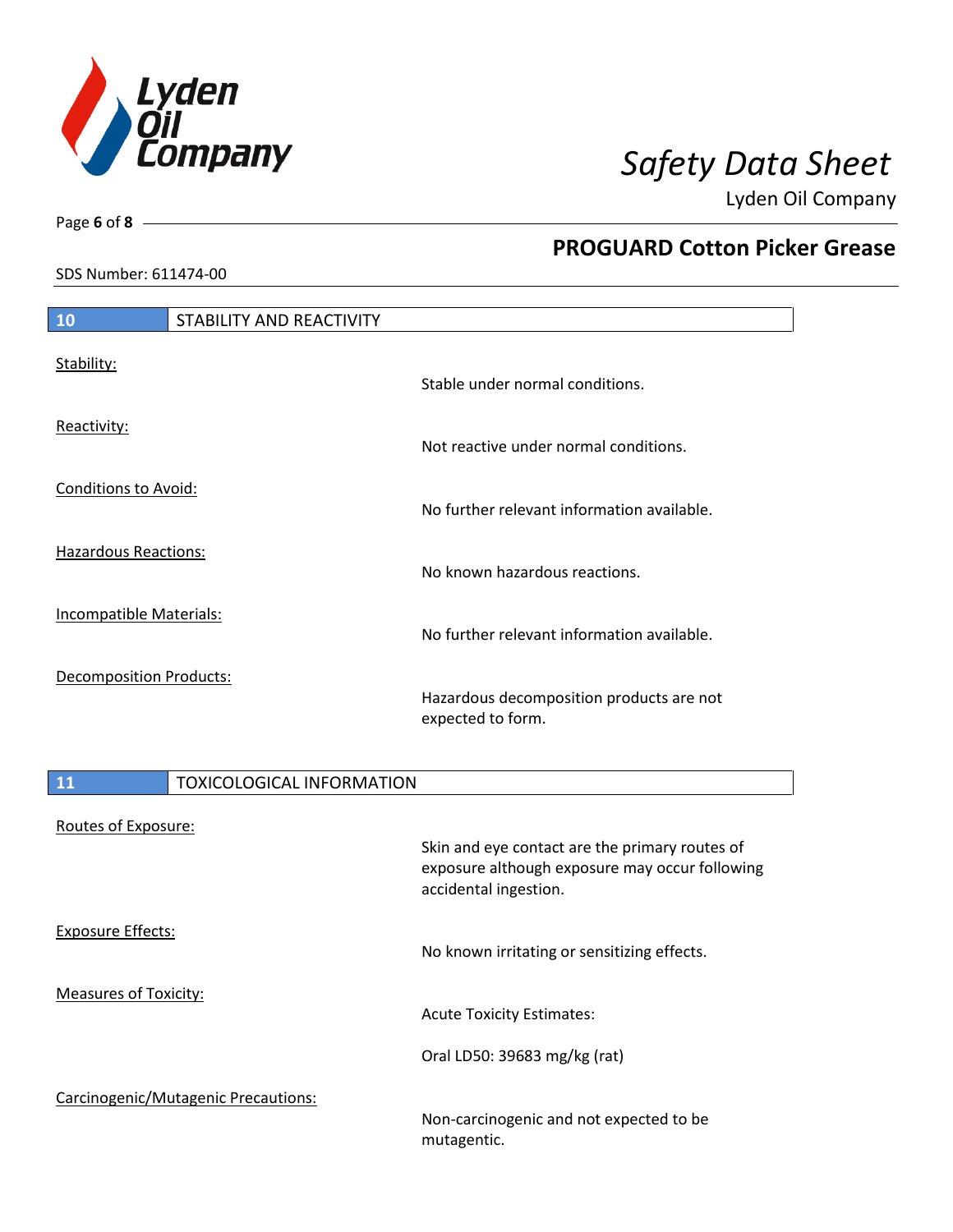## 10 STABILITY AND REACTIVITY

**Stability:**
Stable under normal conditions.

**Reactivity:**
Not reactive under normal conditions.

**Conditions to Avoid:**
No further relevant information available.

**Hazardous Reactions:**
No known hazardous reactions.

**Incompatible Materials:**
No further relevant information available.

**Decomposition Products:**
Hazardous decomposition products are not expected to form.

## 11 TOXICOLOGICAL INFORMATION

**Routes of Exposure:**
Skin and eye contact are the primary routes of exposure although exposure may occur following accidental ingestion.

**Exposure Effects:**
No known irritating or sensitizing effects.

**Measures of Toxicity:**
Acute Toxicity Estimates:

Oral LD50: 39683 mg/kg (rat)

**Carcinogenic/Mutagenic Precautions:**
Non-carcinogenic and not expected to be mutagentic.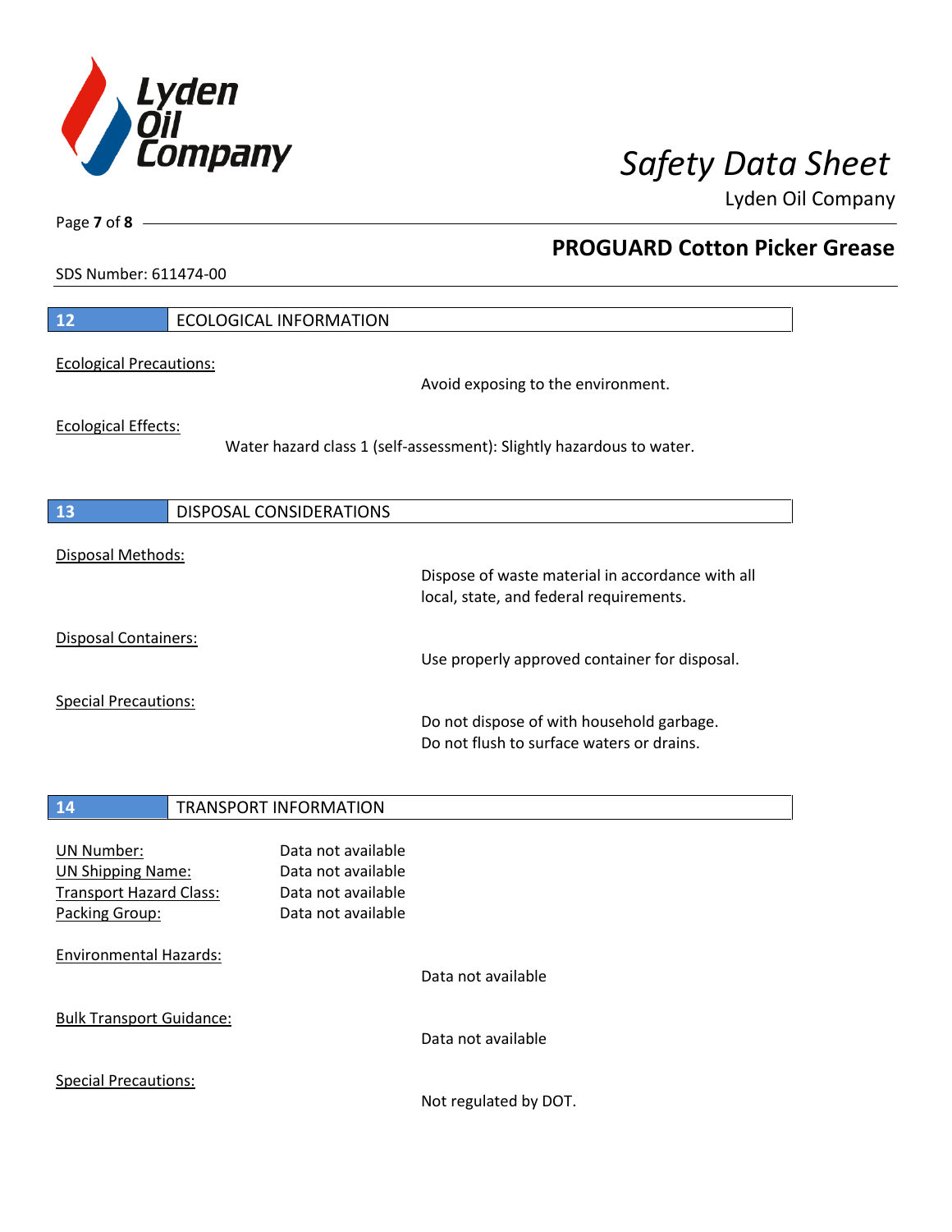## 12 ECOLOGICAL INFORMATION

Ecological Precautions:

Avoid exposing to the environment.

Ecological Effects:

Water hazard class 1 (self-assessment): Slightly hazardous to water.

## 13 DISPOSAL CONSIDERATIONS

Disposal Methods:

Dispose of waste material in accordance with all local, state, and federal requirements.

Disposal Containers:

Use properly approved container for disposal.

Special Precautions:

Do not dispose of with household garbage.
Do not flush to surface waters or drains.

## 14 TRANSPORT INFORMATION

| | |
|---|---|
| UN Number: | Data not available |
| UN Shipping Name: | Data not available |
| Transport Hazard Class: | Data not available |
| Packing Group: | Data not available |

Environmental Hazards:

Data not available

Bulk Transport Guidance:

Data not available

Special Precautions:

Not regulated by DOT.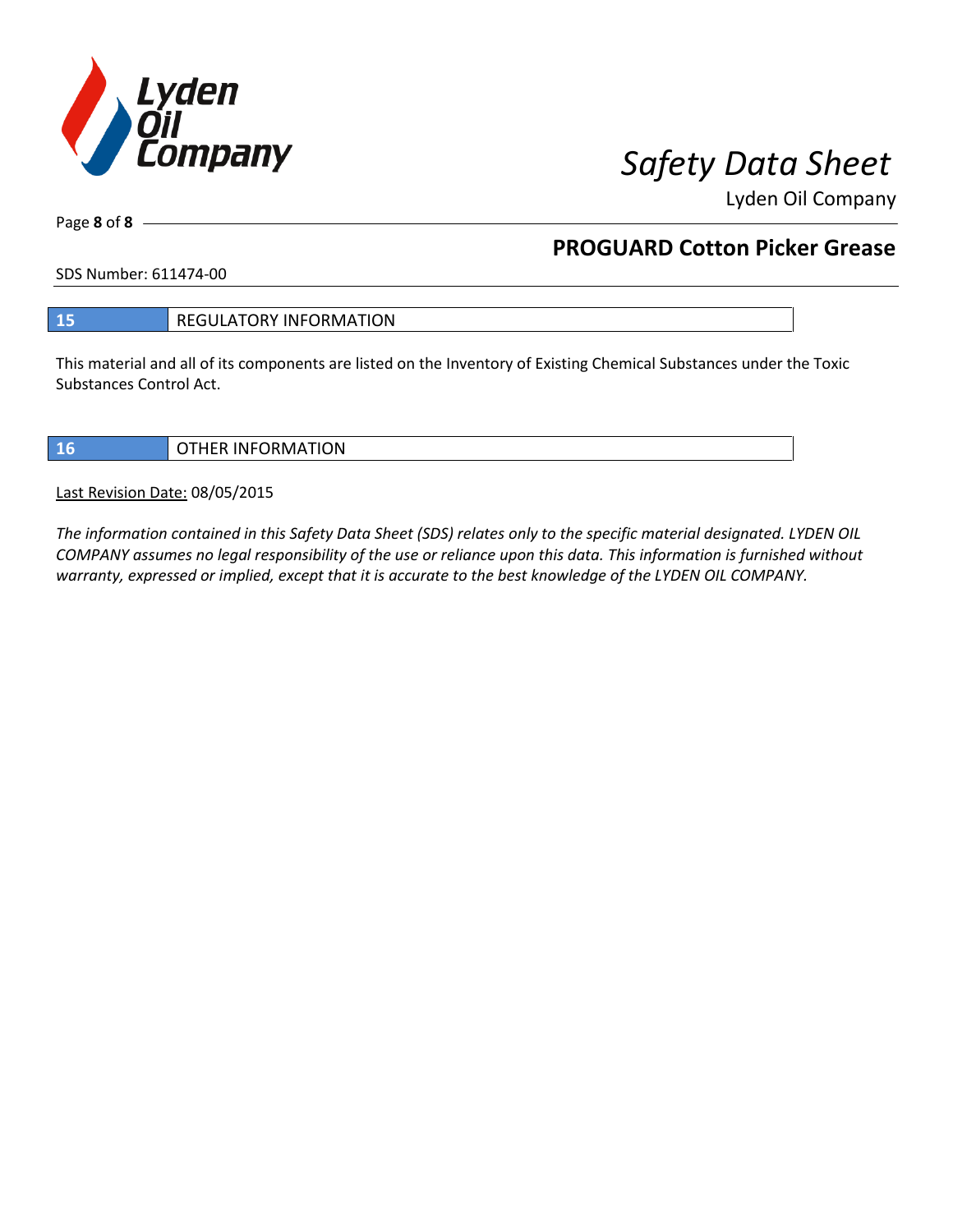## 15 REGULATORY INFORMATION

This material and all of its components are listed on the Inventory of Existing Chemical Substances under the Toxic Substances Control Act.

## 16 OTHER INFORMATION

Last Revision Date: 08/05/2015

*The information contained in this Safety Data Sheet (SDS) relates only to the specific material designated. LYDEN OIL COMPANY assumes no legal responsibility of the use or reliance upon this data. This information is furnished without warranty, expressed or implied, except that it is accurate to the best knowledge of the LYDEN OIL COMPANY.*